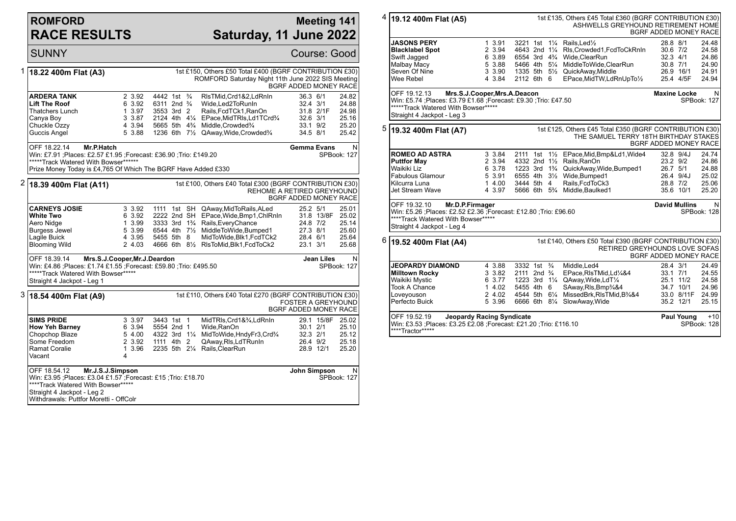# ROMFORD RACE RESULTS

## Meeting 141 Saturday, 11 June 2022

SUNNY — Course: Good

### 1 18.22 400m Flat (A3)

1st £150, Others £50 Total £400 (BGRF CONTRIBUTION £30)
ROMFORD Saturday Night 11th June 2022 SIS Meeting
BGRF ADDED MONEY RACE

| | | | | | | | | | |
|---|---|---|---|---|---|---|---|---|---|
| **ARDERA TANK** | 2 | 3.92 | 4442 | 1st | ¾ | RlsTMid,Crd1&2,LdRnIn | 36.3 | 6/1 | 24.82 |
| **Lift The Roof** | 6 | 3.92 | 6311 | 2nd | ¾ | Wide,Led2ToRunIn | 32.4 | 3/1 | 24.88 |
| Thatchers Lunch | 1 | 3.97 | 3553 | 3rd | 2 | Rails,FcdTCk1,RanOn | 31.8 | 2/1F | 24.98 |
| Canya Boy | 3 | 3.87 | 2124 | 4th | 4¼ | EPace,MidTRls,Ld1TCrd¾ | 32.6 | 3/1 | 25.16 |
| Chuckle Ozzy | 4 | 3.94 | 5665 | 5th | 4¾ | Middle,Crowded¾ | 33.1 | 9/2 | 25.20 |
| Guccis Angel | 5 | 3.88 | 1236 | 6th | 7½ | QAway,Wide,Crowded¾ | 34.5 | 8/1 | 25.42 |

OFF 18.22.14 **Mr.P.Hatch** — **Gemma Evans** N
Win: £7.91 ;Places: £2.57 £1.95 ;Forecast: £36.90 ;Trio: £149.20 — SPBook: 127
*****Track Watered With Bowser******
Prize Money Today is £4,765 Of Which The BGRF Have Added £330

### 2 18.39 400m Flat (A11)

1st £100, Others £40 Total £300 (BGRF CONTRIBUTION £30)
REHOME A RETIRED GREYHOUND
BGRF ADDED MONEY RACE

| | | | | | | | | | |
|---|---|---|---|---|---|---|---|---|---|
| **CARNEYS JOSIE** | 3 | 3.92 | 1111 | 1st | SH | QAway,MidToRails,ALed | 25.2 | 5/1 | 25.01 |
| **White Two** | 6 | 3.92 | 2222 | 2nd | SH | EPace,Wide,Bmp1,ChlRnIn | 31.8 | 13/8F | 25.02 |
| Aero Nidge | 1 | 3.99 | 3333 | 3rd | 1¾ | Rails,EveryChance | 24.8 | 7/2 | 25.14 |
| Burgess Jewel | 5 | 3.99 | 6544 | 4th | 7½ | MiddleToWide,Bumped1 | 27.3 | 8/1 | 25.60 |
| Lagile Buick | 4 | 3.95 | 5455 | 5th | 8 | MidToWide,Blk1,FcdTCk2 | 28.4 | 6/1 | 25.64 |
| Blooming Wild | 2 | 4.03 | 4666 | 6th | 8½ | RlsToMid,Blk1,FcdToCk2 | 23.1 | 3/1 | 25.68 |

OFF 18.39.14 **Mrs.S.J.Cooper,Mr.J.Deardon** — **Jean Liles** N
Win: £4.86 ;Places: £1.74 £1.55 ;Forecast: £59.80 ;Trio: £495.50 — SPBook: 127
*****Track Watered With Bowser*****
Straight 4 Jackpot - Leg 1

### 3 18.54 400m Flat (A9)

1st £110, Others £40 Total £270 (BGRF CONTRIBUTION £30)
FOSTER A GREYHOUND
BGRF ADDED MONEY RACE

| | | | | | | | | | |
|---|---|---|---|---|---|---|---|---|---|
| **SIMS PRIDE** | 3 | 3.97 | 3443 | 1st | 1 | MidTRls,Crd1&¾,LdRnIn | 29.1 | 15/8F | 25.02 |
| **How Yeh Barney** | 6 | 3.94 | 5554 | 2nd | 1 | Wide,RanOn | 30.1 | 2/1 | 25.10 |
| Chopchop Blaze | 5 | 4.00 | 4322 | 3rd | 1¼ | MidToWide,HndyFr3,Crd¾ | 32.3 | 2/1 | 25.12 |
| Some Freedom | 2 | 3.92 | 1111 | 4th | 2 | QAway,Rls,LdTRunIn | 26.4 | 9/2 | 25.18 |
| Ramat Coralie | 1 | 3.96 | 2235 | 5th | 2¼ | Rails,ClearRun | 28.9 | 12/1 | 25.20 |
| Vacant | 4 | | | | | | | | |

OFF 18.54.12 **Mr.J.S.J.Simpson** — **John Simpson** N
Win: £3.95 ;Places: £3.04 £1.57 ;Forecast: £15 ;Trio: £18.70 — SPBook: 127
****Track Watered With Bowser*****
Straight 4 Jackpot - Leg 2
Withdrawals: Puttfor Moretti - OffColr

### 4 19.12 400m Flat (A5)

1st £135, Others £45 Total £360 (BGRF CONTRIBUTION £30)
ASHWELLS GREYHOUND RETIREMENT HOME
BGRF ADDED MONEY RACE

| | | | | | | | | | |
|---|---|---|---|---|---|---|---|---|---|
| **JASONS PERY** | 1 | 3.91 | 3221 | 1st | 1¼ | Rails,Led½ | 28.8 | 8/1 | 24.48 |
| **Blacklabel Spot** | 2 | 3.94 | 4643 | 2nd | 1¼ | Rls,Crowded1,FcdToCkRnIn | 30.6 | 7/2 | 24.58 |
| Swift Jagged | 6 | 3.89 | 6554 | 3rd | 4¾ | Wide,ClearRun | 32.3 | 4/1 | 24.86 |
| Malbay Macy | 5 | 3.88 | 5466 | 4th | 5¼ | MiddleToWide,ClearRun | 30.8 | 7/1 | 24.90 |
| Seven Of Nine | 3 | 3.90 | 1335 | 5th | 5½ | QuickAway,Middle | 26.9 | 16/1 | 24.91 |
| Wee Rebel | 4 | 3.84 | 2112 | 6th | 6 | EPace,MidTW,LdRnUpTo½ | 25.4 | 4/5F | 24.94 |

OFF 19.12.13 **Mrs.S.J.Cooper,Mrs.A.Deacon** — **Maxine Locke** N
Win: £5.74 ;Places: £3.79 £1.68 ;Forecast: £9.30 ;Trio: £47.50 — SPBook: 127
*****Track Watered With Bowser*****
Straight 4 Jackpot - Leg 3

### 5 19.32 400m Flat (A7)

1st £125, Others £45 Total £350 (BGRF CONTRIBUTION £30)
THE SAMUEL TERRY 18TH BIRTHDAY STAKES
BGRF ADDED MONEY RACE

| | | | | | | | | | |
|---|---|---|---|---|---|---|---|---|---|
| **ROMEO AD ASTRA** | 3 | 3.84 | 2111 | 1st | 1½ | EPace,Mid,Bmp&Ld1,Wide4 | 32.8 | 9/4J | 24.74 |
| **Puttfor May** | 2 | 3.94 | 4332 | 2nd | 1½ | Rails,RanOn | 23.2 | 9/2 | 24.86 |
| Waikiki Liz | 6 | 3.78 | 1223 | 3rd | 1¾ | QuickAway,Wide,Bumped1 | 26.7 | 5/1 | 24.88 |
| Fabulous Glamour | 5 | 3.91 | 6555 | 4th | 3½ | Wide,Bumped1 | 26.4 | 9/4J | 25.02 |
| Kilcurra Luna | 1 | 4.00 | 3444 | 5th | 4 | Rails,FcdToCk3 | 28.8 | 7/2 | 25.06 |
| Jet Stream Wave | 4 | 3.97 | 5666 | 6th | 5¾ | Middle,Baulked1 | 35.6 | 10/1 | 25.20 |

OFF 19.32.10 **Mr.D.P.Firmager** — **David Mullins** N
Win: £5.26 ;Places: £2.52 £2.36 ;Forecast: £12.80 ;Trio: £96.60 — SPBook: 128
****Track Watered With Bowser*****
Straight 4 Jackpot - Leg 4

### 6 19.52 400m Flat (A4)

1st £140, Others £50 Total £390 (BGRF CONTRIBUTION £30)
RETIRED GREYHOUNDS LOVE SOFAS
BGRF ADDED MONEY RACE

| | | | | | | | | | |
|---|---|---|---|---|---|---|---|---|---|
| **JEOPARDY DIAMOND** | 4 | 3.88 | 3332 | 1st | ¾ | Middle,Led4 | 28.4 | 3/1 | 24.49 |
| **Milltown Rocky** | 3 | 3.82 | 2111 | 2nd | ¾ | EPace,RlsTMid,Ld¼&4 | 33.1 | 7/1 | 24.55 |
| Waikiki Mystic | 6 | 3.77 | 1223 | 3rd | 1¼ | QAway,Wide,LdT¼ | 25.1 | 11/2 | 24.58 |
| Took A Chance | 1 | 4.02 | 5455 | 4th | 6 | SAway,Rls,Bmp¾&4 | 34.7 | 10/1 | 24.96 |
| Loveyouson | 2 | 4.02 | 4544 | 5th | 6¼ | MissedBrk,RlsTMid,B¾&4 | 33.0 | 8/11F | 24.99 |
| Perfecto Buick | 5 | 3.96 | 6666 | 6th | 8¼ | SlowAway,Wide | 35.2 | 12/1 | 25.15 |

OFF 19.52.19 **Jeopardy Racing Syndicate** — **Paul Young** +10
Win: £3.53 ;Places: £3.25 £2.08 ;Forecast: £21.20 ;Trio: £116.10 — SPBook: 128
****Tractor*****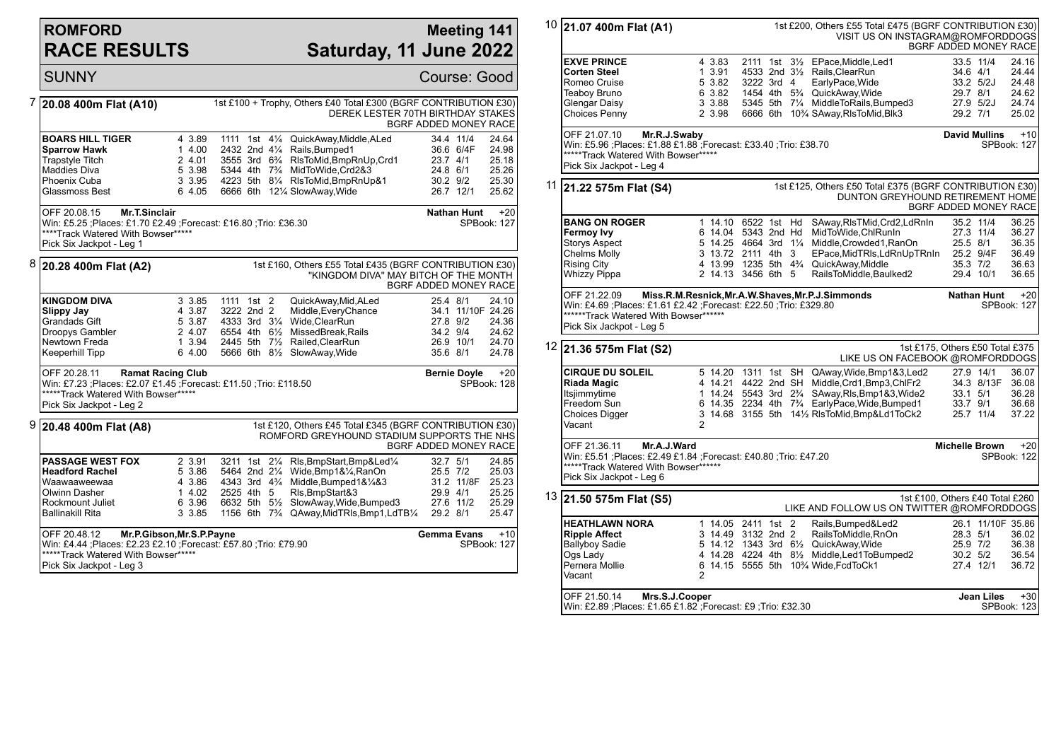# ROMFORD RACE RESULTS

## Meeting 141 — Saturday, 11 June 2022

SUNNY — Course: Good

### 7 — 20.08 400m Flat (A10)

1st £100 + Trophy, Others £40 Total £300 (BGRF CONTRIBUTION £30)
DEREK LESTER 70TH BIRTHDAY STAKES
BGRF ADDED MONEY RACE

| | | | | | | | | | |
|---|---|---|---|---|---|---|---|---|---|
| **BOARS HILL TIGER** | 4 | 3.89 | 1111 | 1st | 4¼ | QuickAway,Middle,ALed | 34.4 | 11/4 | 24.64 |
| **Sparrow Hawk** | 1 | 4.00 | 2432 | 2nd | 4¼ | Rails,Bumped1 | 36.6 | 6/4F | 24.98 |
| Trapstyle Titch | 2 | 4.01 | 3555 | 3rd | 6¾ | RlsToMid,BmpRnUp,Crd1 | 23.7 | 4/1 | 25.18 |
| Maddies Diva | 5 | 3.98 | 5344 | 4th | 7¾ | MidToWide,Crd2&3 | 24.8 | 6/1 | 25.26 |
| Phoenix Cuba | 3 | 3.95 | 4223 | 5th | 8¼ | RlsToMid,BmpRnUp&1 | 30.2 | 9/2 | 25.30 |
| Glassmoss Best | 6 | 4.05 | 6666 | 6th | 12¼ | SlowAway,Wide | 26.7 | 12/1 | 25.62 |

OFF 20.08.15 **Mr.T.Sinclair** — **Nathan Hunt** +20
Win: £5.25 ;Places: £1.70 £2.49 ;Forecast: £16.80 ;Trio: £36.30 — SPBook: 127
****Track Watered With Bowser*****
Pick Six Jackpot - Leg 1

### 8 — 20.28 400m Flat (A2)

1st £160, Others £55 Total £435 (BGRF CONTRIBUTION £30)
"KINGDOM DIVA" MAY BITCH OF THE MONTH
BGRF ADDED MONEY RACE

| | | | | | | | | | |
|---|---|---|---|---|---|---|---|---|---|
| **KINGDOM DIVA** | 3 | 3.85 | 1111 | 1st | 2 | QuickAway,Mid,ALed | 25.4 | 8/1 | 24.10 |
| **Slippy Jay** | 4 | 3.87 | 3222 | 2nd | 2 | Middle,EveryChance | 34.1 | 11/10F | 24.26 |
| Grandads Gift | 5 | 3.87 | 4333 | 3rd | 3¼ | Wide,ClearRun | 27.8 | 9/2 | 24.36 |
| Droopys Gambler | 2 | 4.07 | 6554 | 4th | 6½ | MissedBreak,Rails | 34.2 | 9/4 | 24.62 |
| Newtown Freda | 1 | 3.94 | 2445 | 5th | 7½ | Railed,ClearRun | 26.9 | 10/1 | 24.70 |
| Keeperhill Tipp | 6 | 4.00 | 5666 | 6th | 8½ | SlowAway,Wide | 35.6 | 8/1 | 24.78 |

OFF 20.28.11 **Ramat Racing Club** — **Bernie Doyle** +20
Win: £7.23 ;Places: £2.07 £1.45 ;Forecast: £11.50 ;Trio: £118.50 — SPBook: 128
*****Track Watered With Bowser*****
Pick Six Jackpot - Leg 2

### 9 — 20.48 400m Flat (A8)

1st £120, Others £45 Total £345 (BGRF CONTRIBUTION £30)
ROMFORD GREYHOUND STADIUM SUPPORTS THE NHS
BGRF ADDED MONEY RACE

| | | | | | | | | | |
|---|---|---|---|---|---|---|---|---|---|
| **PASSAGE WEST FOX** | 2 | 3.91 | 3211 | 1st | 2¼ | Rls,BmpStart,Bmp&Led¼ | 32.7 | 5/1 | 24.85 |
| **Headford Rachel** | 5 | 3.86 | 5464 | 2nd | 2¼ | Wide,Bmp1&¼,RanOn | 25.5 | 7/2 | 25.03 |
| Waawaaweewaa | 4 | 3.86 | 4343 | 3rd | 4¾ | Middle,Bumped1&¼&3 | 31.2 | 11/8F | 25.23 |
| Olwinn Dasher | 1 | 4.02 | 2525 | 4th | 5 | Rls,BmpStart&3 | 29.9 | 4/1 | 25.25 |
| Rockmount Juliet | 6 | 3.96 | 6632 | 5th | 5½ | SlowAway,Wide,Bumped3 | 27.6 | 11/2 | 25.29 |
| Ballinakill Rita | 3 | 3.85 | 1156 | 6th | 7¾ | QAway,MidTRls,Bmp1,LdTB¼ | 29.2 | 8/1 | 25.47 |

OFF 20.48.12 **Mr.P.Gibson,Mr.S.P.Payne** — **Gemma Evans** +10
Win: £4.44 ;Places: £2.23 £2.10 ;Forecast: £57.80 ;Trio: £79.90 — SPBook: 127
*****Track Watered With Bowser*****
Pick Six Jackpot - Leg 3

### 10 — 21.07 400m Flat (A1)

1st £200, Others £55 Total £475 (BGRF CONTRIBUTION £30)
VISIT US ON INSTAGRAM@ROMFORDDOGS
BGRF ADDED MONEY RACE

| | | | | | | | | | |
|---|---|---|---|---|---|---|---|---|---|
| **EXVE PRINCE** | 4 | 3.83 | 2111 | 1st | 3½ | EPace,Middle,Led1 | 33.5 | 11/4 | 24.16 |
| **Corten Steel** | 1 | 3.91 | 4533 | 2nd | 3½ | Rails,ClearRun | 34.6 | 4/1 | 24.44 |
| Romeo Cruise | 5 | 3.82 | 3222 | 3rd | 4 | EarlyPace,Wide | 33.2 | 5/2J | 24.48 |
| Teaboy Bruno | 6 | 3.82 | 1454 | 4th | 5¾ | QuickAway,Wide | 29.7 | 8/1 | 24.62 |
| Glengar Daisy | 3 | 3.88 | 5345 | 5th | 7¼ | MiddleToRails,Bumped3 | 27.9 | 5/2J | 24.74 |
| Choices Penny | 2 | 3.98 | 6666 | 6th | 10¾ | SAway,RlsToMid,Blk3 | 29.2 | 7/1 | 25.02 |

OFF 21.07.10 **Mr.R.J.Swaby** — **David Mullins** +10
Win: £5.96 ;Places: £1.88 £1.88 ;Forecast: £33.40 ;Trio: £38.70 — SPBook: 127
*****Track Watered With Bowser*****
Pick Six Jackpot - Leg 4

### 11 — 21.22 575m Flat (S4)

1st £125, Others £50 Total £375 (BGRF CONTRIBUTION £30)
DUNTON GREYHOUND RETIREMENT HOME
BGRF ADDED MONEY RACE

| | | | | | | | | | |
|---|---|---|---|---|---|---|---|---|---|
| **BANG ON ROGER** | 1 | 14.10 | 6522 | 1st | Hd | SAway,RlsTMid,Crd2,LdRnIn | 35.2 | 11/4 | 36.25 |
| **Fermoy Ivy** | 6 | 14.04 | 5343 | 2nd | Hd | MidToWide,ChlRnIn | 27.3 | 11/4 | 36.27 |
| Storys Aspect | 5 | 14.25 | 4664 | 3rd | 1¼ | Middle,Crowded1,RanOn | 25.5 | 8/1 | 36.35 |
| Chelms Molly | 3 | 13.72 | 2111 | 4th | 3 | EPace,MidTRls,LdRnUpTRnIn | 25.2 | 9/4F | 36.49 |
| Rising City | 4 | 13.99 | 1235 | 5th | 4¾ | QuickAway,Middle | 35.3 | 7/2 | 36.63 |
| Whizzy Pippa | 2 | 14.13 | 3456 | 6th | 5 | RailsToMiddle,Baulked2 | 29.4 | 10/1 | 36.65 |

OFF 21.22.09 **Miss.R.M.Resnick,Mr.A.W.Shaves,Mr.P.J.Simmonds** — **Nathan Hunt** +20
Win: £4.69 ;Places: £1.61 £2.42 ;Forecast: £22.50 ;Trio: £329.80 — SPBook: 127
******Track Watered With Bowser******
Pick Six Jackpot - Leg 5

### 12 — 21.36 575m Flat (S2)

1st £175, Others £50 Total £375
LIKE US ON FACEBOOK @ROMFORDDOGS

| | | | | | | | | | |
|---|---|---|---|---|---|---|---|---|---|
| **CIRQUE DU SOLEIL** | 5 | 14.20 | 1311 | 1st | SH | QAway,Wide,Bmp1&3,Led2 | 27.9 | 14/1 | 36.07 |
| **Riada Magic** | 4 | 14.21 | 4422 | 2nd | SH | Middle,Crd1,Bmp3,ChlFr2 | 34.3 | 8/13F | 36.08 |
| Itsjimmytime | 1 | 14.24 | 5543 | 3rd | 2¾ | SAway,Rls,Bmp1&3,Wide2 | 33.1 | 5/1 | 36.28 |
| Freedom Sun | 6 | 14.35 | 2234 | 4th | 7¾ | EarlyPace,Wide,Bumped1 | 33.7 | 9/1 | 36.68 |
| Choices Digger | 3 | 14.68 | 3155 | 5th | 14½ | RlsToMid,Bmp&Ld1ToCk2 | 25.7 | 11/4 | 37.22 |
| Vacant | 2 | | | | | | | | |

OFF 21.36.11 **Mr.A.J.Ward** — **Michelle Brown** +20
Win: £5.51 ;Places: £2.49 £1.84 ;Forecast: £40.80 ;Trio: £47.20 — SPBook: 122
*****Track Watered With Bowser******
Pick Six Jackpot - Leg 6

### 13 — 21.50 575m Flat (S5)

1st £100, Others £40 Total £260
LIKE AND FOLLOW US ON TWITTER @ROMFORDDOGS

| | | | | | | | | | |
|---|---|---|---|---|---|---|---|---|---|
| **HEATHLAWN NORA** | 1 | 14.05 | 2411 | 1st | 2 | Rails,Bumped&Led2 | 26.1 | 11/10F | 35.86 |
| **Ripple Affect** | 3 | 14.49 | 3132 | 2nd | 2 | RailsToMiddle,RnOn | 28.3 | 5/1 | 36.02 |
| Ballyboy Sadie | 5 | 14.12 | 1343 | 3rd | 6½ | QuickAway,Wide | 25.9 | 7/2 | 36.38 |
| Ogs Lady | 4 | 14.28 | 4224 | 4th | 8½ | Middle,Led1ToBumped2 | 30.2 | 5/2 | 36.54 |
| Pernera Mollie | 6 | 14.15 | 5555 | 5th | 10¾ | Wide,FcdToCk1 | 27.4 | 12/1 | 36.72 |
| Vacant | 2 | | | | | | | | |

OFF 21.50.14 **Mrs.S.J.Cooper** — **Jean Liles** +30
Win: £2.89 ;Places: £1.65 £1.82 ;Forecast: £9 ;Trio: £32.30 — SPBook: 123